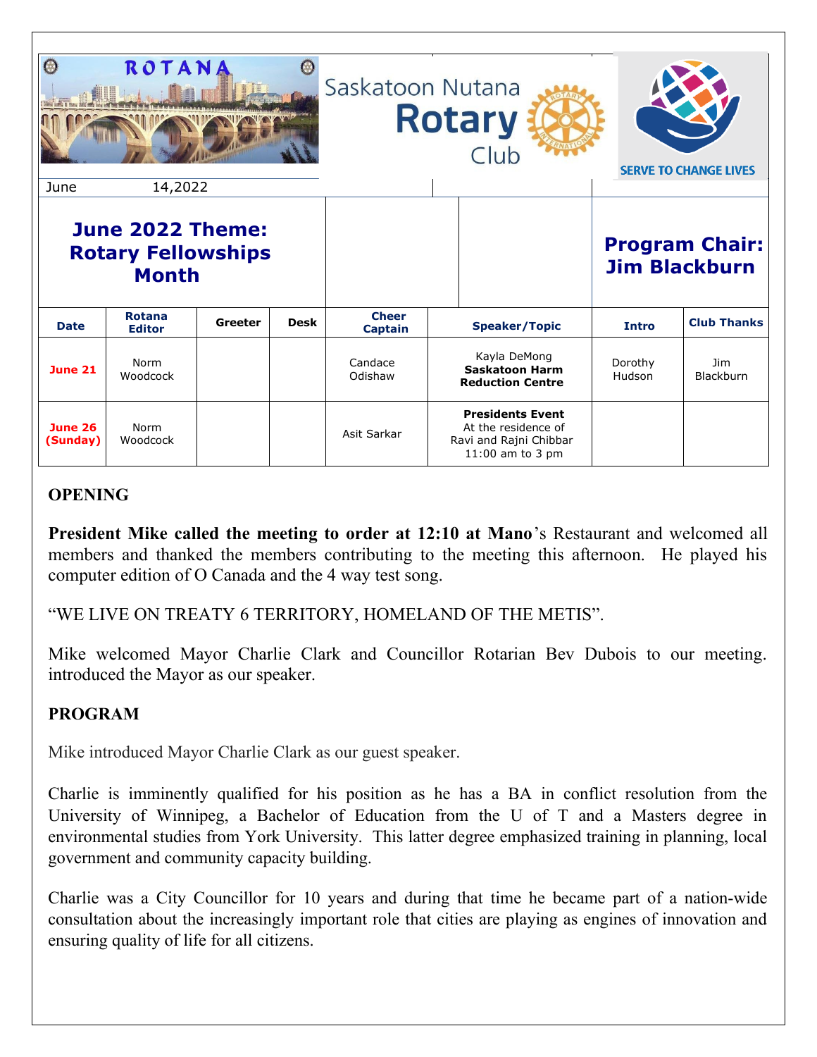ROTANA

Saskatoon Nutana Rotary Club

SERVE TO CHANGE LIVES

June 14,2022

**June 2022 Theme: Rotary Fellowships Month**

**Program Chair: Jim Blackburn**

| Date | Rotana Editor | Greeter | Desk | Cheer Captain | Speaker/Topic | Intro | Club Thanks |
|---|---|---|---|---|---|---|---|
| **June 21** | Norm Woodcock | | | Candace Odishaw | Kayla DeMong **Saskatoon Harm Reduction Centre** | Dorothy Hudson | Jim Blackburn |
| **June 26 (Sunday)** | Norm Woodcock | | | Asit Sarkar | **Presidents Event** At the residence of Ravi and Rajni Chibbar 11:00 am to 3 pm | | |

## OPENING

**President Mike called the meeting to order at 12:10 at Mano**'s Restaurant and welcomed all members and thanked the members contributing to the meeting this afternoon. He played his computer edition of O Canada and the 4 way test song.

"WE LIVE ON TREATY 6 TERRITORY, HOMELAND OF THE METIS".

Mike welcomed Mayor Charlie Clark and Councillor Rotarian Bev Dubois to our meeting. introduced the Mayor as our speaker.

## PROGRAM

Mike introduced Mayor Charlie Clark as our guest speaker.

Charlie is imminently qualified for his position as he has a BA in conflict resolution from the University of Winnipeg, a Bachelor of Education from the U of T and a Masters degree in environmental studies from York University. This latter degree emphasized training in planning, local government and community capacity building.

Charlie was a City Councillor for 10 years and during that time he became part of a nation-wide consultation about the increasingly important role that cities are playing as engines of innovation and ensuring quality of life for all citizens.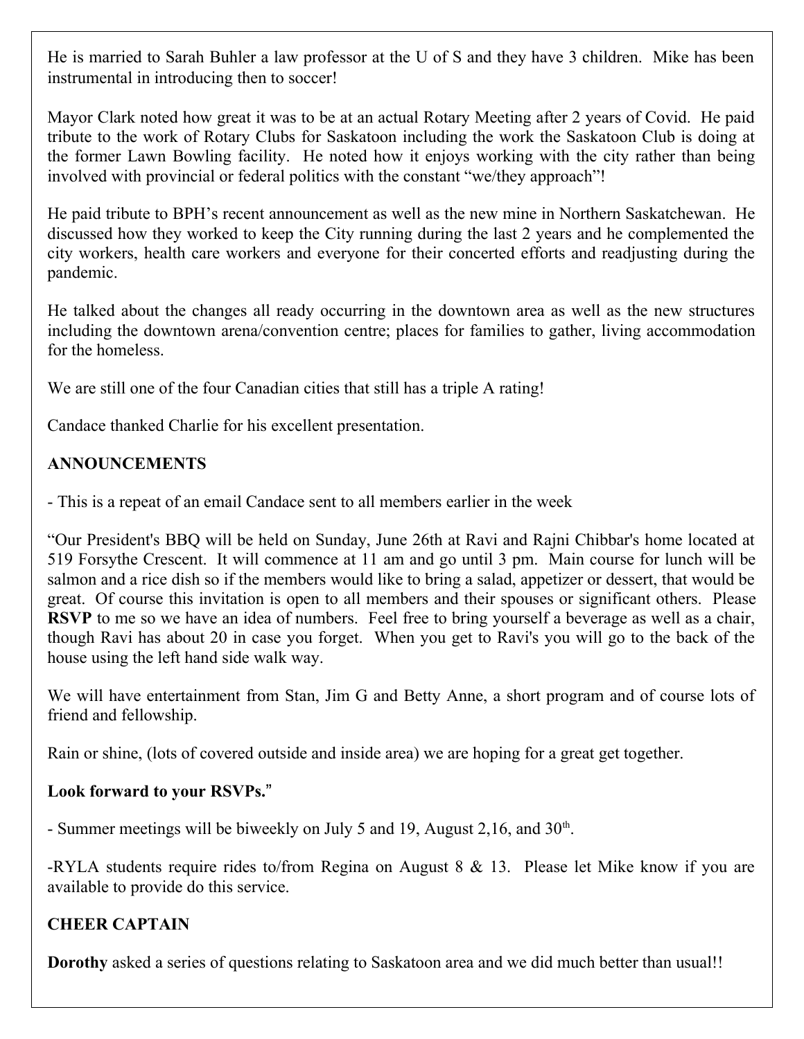He is married to Sarah Buhler a law professor at the U of S and they have 3 children. Mike has been instrumental in introducing then to soccer!

Mayor Clark noted how great it was to be at an actual Rotary Meeting after 2 years of Covid. He paid tribute to the work of Rotary Clubs for Saskatoon including the work the Saskatoon Club is doing at the former Lawn Bowling facility. He noted how it enjoys working with the city rather than being involved with provincial or federal politics with the constant "we/they approach"!

He paid tribute to BPH's recent announcement as well as the new mine in Northern Saskatchewan. He discussed how they worked to keep the City running during the last 2 years and he complemented the city workers, health care workers and everyone for their concerted efforts and readjusting during the pandemic.

He talked about the changes all ready occurring in the downtown area as well as the new structures including the downtown arena/convention centre; places for families to gather, living accommodation for the homeless.

We are still one of the four Canadian cities that still has a triple A rating!

Candace thanked Charlie for his excellent presentation.

**ANNOUNCEMENTS**

- This is a repeat of an email Candace sent to all members earlier in the week

"Our President's BBQ will be held on Sunday, June 26th at Ravi and Rajni Chibbar's home located at 519 Forsythe Crescent. It will commence at 11 am and go until 3 pm. Main course for lunch will be salmon and a rice dish so if the members would like to bring a salad, appetizer or dessert, that would be great. Of course this invitation is open to all members and their spouses or significant others. Please **RSVP** to me so we have an idea of numbers. Feel free to bring yourself a beverage as well as a chair, though Ravi has about 20 in case you forget. When you get to Ravi's you will go to the back of the house using the left hand side walk way.

We will have entertainment from Stan, Jim G and Betty Anne, a short program and of course lots of friend and fellowship.

Rain or shine, (lots of covered outside and inside area) we are hoping for a great get together.

**Look forward to your RSVPs.**"

- Summer meetings will be biweekly on July 5 and 19, August 2,16, and 30th.

-RYLA students require rides to/from Regina on August 8 & 13. Please let Mike know if you are available to provide do this service.

**CHEER CAPTAIN**

**Dorothy** asked a series of questions relating to Saskatoon area and we did much better than usual!!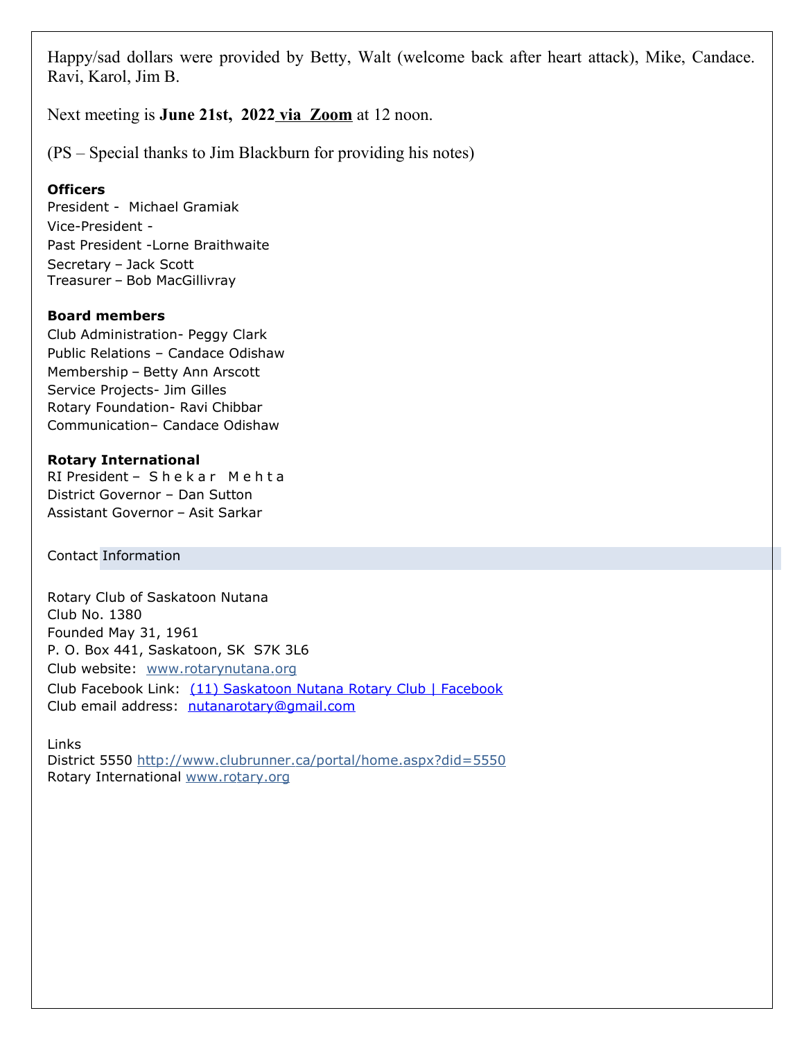Happy/sad dollars were provided by Betty, Walt (welcome back after heart attack), Mike, Candace. Ravi, Karol, Jim B.

Next meeting is **June 21st, 2022 <u>via Zoom</u>** at 12 noon.

(PS – Special thanks to Jim Blackburn for providing his notes)

**Officers**
President - Michael Gramiak
Vice-President -
Past President -Lorne Braithwaite
Secretary – Jack Scott
Treasurer – Bob MacGillivray

**Board members**
Club Administration- Peggy Clark
Public Relations – Candace Odishaw
Membership – Betty Ann Arscott
Service Projects- Jim Gilles
Rotary Foundation- Ravi Chibbar
Communication– Candace Odishaw

**Rotary International**
RI President – Shekar Mehta
District Governor – Dan Sutton
Assistant Governor – Asit Sarkar

Contact Information

Rotary Club of Saskatoon Nutana
Club No. 1380
Founded May 31, 1961
P. O. Box 441, Saskatoon, SK S7K 3L6
Club website: www.rotarynutana.org
Club Facebook Link: (11) Saskatoon Nutana Rotary Club | Facebook
Club email address: nutanarotary@gmail.com

Links
District 5550 http://www.clubrunner.ca/portal/home.aspx?did=5550
Rotary International www.rotary.org